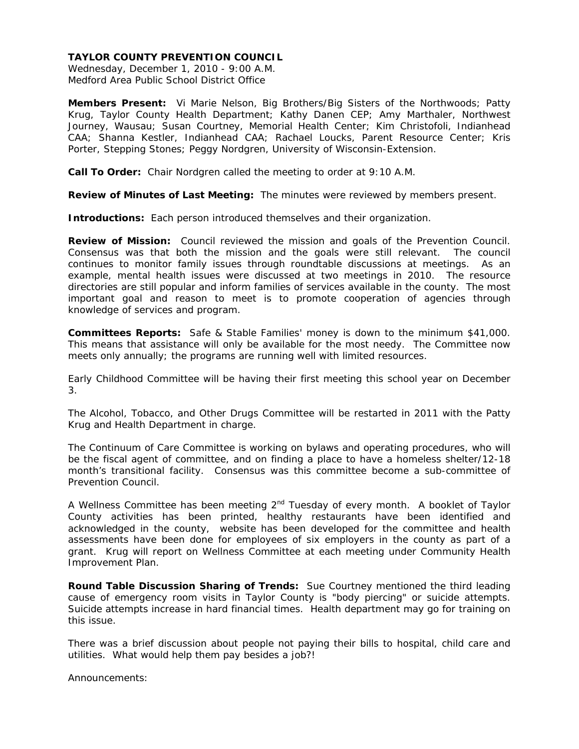# TAYLOR COUNTY PREVENTION COUNCIL

Wednesday, December 1, 2010 - 9:00 A.M.
Medford Area Public School District Office

**Members Present:** Vi Marie Nelson, Big Brothers/Big Sisters of the Northwoods; Patty Krug, Taylor County Health Department; Kathy Danen CEP; Amy Marthaler, Northwest Journey, Wausau; Susan Courtney, Memorial Health Center; Kim Christofoli, Indianhead CAA; Shanna Kestler, Indianhead CAA; Rachael Loucks, Parent Resource Center; Kris Porter, Stepping Stones; Peggy Nordgren, University of Wisconsin-Extension.

**Call To Order:** Chair Nordgren called the meeting to order at 9:10 A.M.

**Review of Minutes of Last Meeting:** The minutes were reviewed by members present.

**Introductions:** Each person introduced themselves and their organization.

**Review of Mission:** Council reviewed the mission and goals of the Prevention Council. Consensus was that both the mission and the goals were still relevant. The council continues to monitor family issues through roundtable discussions at meetings. As an example, mental health issues were discussed at two meetings in 2010. The resource directories are still popular and inform families of services available in the county. The most important goal and reason to meet is to promote cooperation of agencies through knowledge of services and program.

**Committees Reports:** Safe & Stable Families' money is down to the minimum $41,000. This means that assistance will only be available for the most needy. The Committee now meets only annually; the programs are running well with limited resources.

Early Childhood Committee will be having their first meeting this school year on December 3.

The Alcohol, Tobacco, and Other Drugs Committee will be restarted in 2011 with the Patty Krug and Health Department in charge.

The Continuum of Care Committee is working on bylaws and operating procedures, who will be the fiscal agent of committee, and on finding a place to have a homeless shelter/12-18 month's transitional facility. Consensus was this committee become a sub-committee of Prevention Council.

A Wellness Committee has been meeting 2nd Tuesday of every month. A booklet of Taylor County activities has been printed, healthy restaurants have been identified and acknowledged in the county, website has been developed for the committee and health assessments have been done for employees of six employers in the county as part of a grant. Krug will report on Wellness Committee at each meeting under Community Health Improvement Plan.

**Round Table Discussion Sharing of Trends:** Sue Courtney mentioned the third leading cause of emergency room visits in Taylor County is "body piercing" or suicide attempts. Suicide attempts increase in hard financial times. Health department may go for training on this issue.

There was a brief discussion about people not paying their bills to hospital, child care and utilities. What would help them pay besides a job?!

Announcements: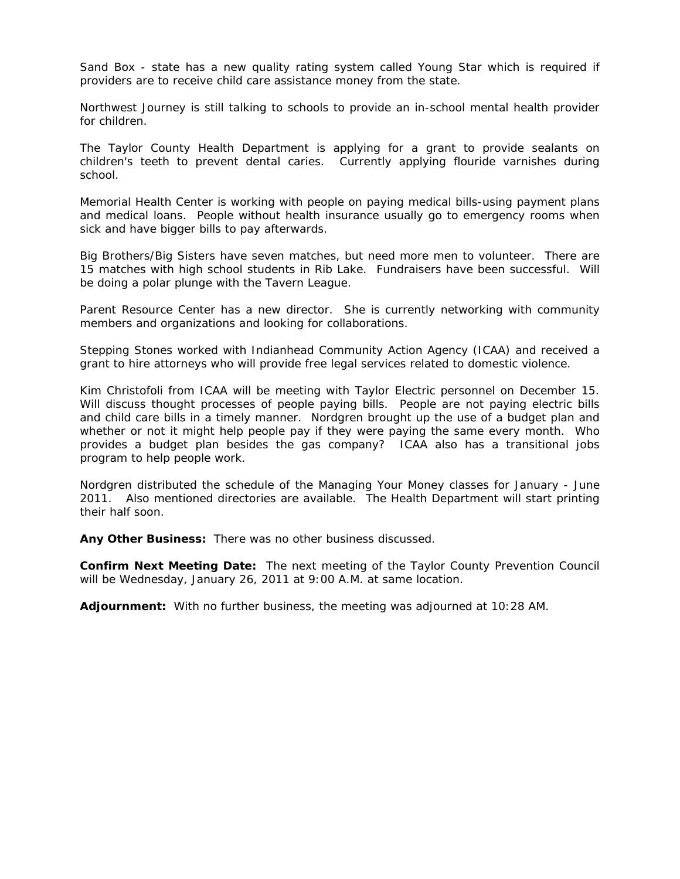Sand Box - state has a new quality rating system called Young Star which is required if providers are to receive child care assistance money from the state.

Northwest Journey is still talking to schools to provide an in-school mental health provider for children.

The Taylor County Health Department is applying for a grant to provide sealants on children's teeth to prevent dental caries. Currently applying flouride varnishes during school.

Memorial Health Center is working with people on paying medical bills-using payment plans and medical loans. People without health insurance usually go to emergency rooms when sick and have bigger bills to pay afterwards.

Big Brothers/Big Sisters have seven matches, but need more men to volunteer. There are 15 matches with high school students in Rib Lake. Fundraisers have been successful. Will be doing a polar plunge with the Tavern League.

Parent Resource Center has a new director. She is currently networking with community members and organizations and looking for collaborations.

Stepping Stones worked with Indianhead Community Action Agency (ICAA) and received a grant to hire attorneys who will provide free legal services related to domestic violence.

Kim Christofoli from ICAA will be meeting with Taylor Electric personnel on December 15. Will discuss thought processes of people paying bills. People are not paying electric bills and child care bills in a timely manner. Nordgren brought up the use of a budget plan and whether or not it might help people pay if they were paying the same every month. Who provides a budget plan besides the gas company? ICAA also has a transitional jobs program to help people work.

Nordgren distributed the schedule of the Managing Your Money classes for January - June 2011. Also mentioned directories are available. The Health Department will start printing their half soon.

**Any Other Business:** There was no other business discussed.

**Confirm Next Meeting Date:** The next meeting of the Taylor County Prevention Council will be Wednesday, January 26, 2011 at 9:00 A.M. at same location.

**Adjournment:** With no further business, the meeting was adjourned at 10:28 AM.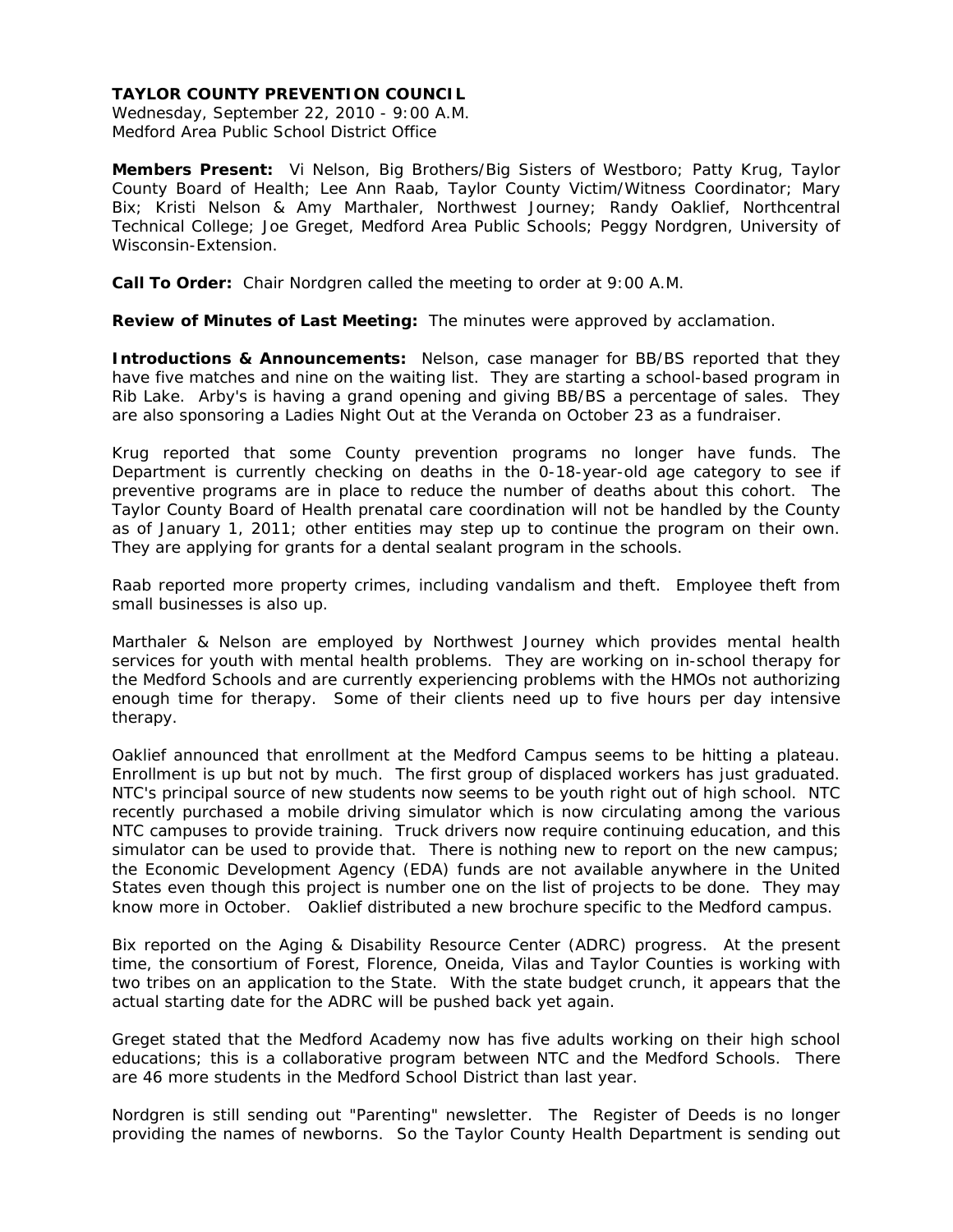**TAYLOR COUNTY PREVENTION COUNCIL**
Wednesday, September 22, 2010 - 9:00 A.M.
Medford Area Public School District Office

**Members Present:** Vi Nelson, Big Brothers/Big Sisters of Westboro; Patty Krug, Taylor County Board of Health; Lee Ann Raab, Taylor County Victim/Witness Coordinator; Mary Bix; Kristi Nelson & Amy Marthaler, Northwest Journey; Randy Oaklief, Northcentral Technical College; Joe Greget, Medford Area Public Schools; Peggy Nordgren, University of Wisconsin-Extension.

**Call To Order:** Chair Nordgren called the meeting to order at 9:00 A.M.

**Review of Minutes of Last Meeting:** The minutes were approved by acclamation.

**Introductions & Announcements:** Nelson, case manager for BB/BS reported that they have five matches and nine on the waiting list. They are starting a school-based program in Rib Lake. Arby's is having a grand opening and giving BB/BS a percentage of sales. They are also sponsoring a Ladies Night Out at the Veranda on October 23 as a fundraiser.

Krug reported that some County prevention programs no longer have funds. The Department is currently checking on deaths in the 0-18-year-old age category to see if preventive programs are in place to reduce the number of deaths about this cohort. The Taylor County Board of Health prenatal care coordination will not be handled by the County as of January 1, 2011; other entities may step up to continue the program on their own. They are applying for grants for a dental sealant program in the schools.

Raab reported more property crimes, including vandalism and theft. Employee theft from small businesses is also up.

Marthaler & Nelson are employed by Northwest Journey which provides mental health services for youth with mental health problems. They are working on in-school therapy for the Medford Schools and are currently experiencing problems with the HMOs not authorizing enough time for therapy. Some of their clients need up to five hours per day intensive therapy.

Oaklief announced that enrollment at the Medford Campus seems to be hitting a plateau. Enrollment is up but not by much. The first group of displaced workers has just graduated. NTC's principal source of new students now seems to be youth right out of high school. NTC recently purchased a mobile driving simulator which is now circulating among the various NTC campuses to provide training. Truck drivers now require continuing education, and this simulator can be used to provide that. There is nothing new to report on the new campus; the Economic Development Agency (EDA) funds are not available anywhere in the United States even though this project is number one on the list of projects to be done. They may know more in October. Oaklief distributed a new brochure specific to the Medford campus.

Bix reported on the Aging & Disability Resource Center (ADRC) progress. At the present time, the consortium of Forest, Florence, Oneida, Vilas and Taylor Counties is working with two tribes on an application to the State. With the state budget crunch, it appears that the actual starting date for the ADRC will be pushed back yet again.

Greget stated that the Medford Academy now has five adults working on their high school educations; this is a collaborative program between NTC and the Medford Schools. There are 46 more students in the Medford School District than last year.

Nordgren is still sending out "Parenting" newsletter. The Register of Deeds is no longer providing the names of newborns. So the Taylor County Health Department is sending out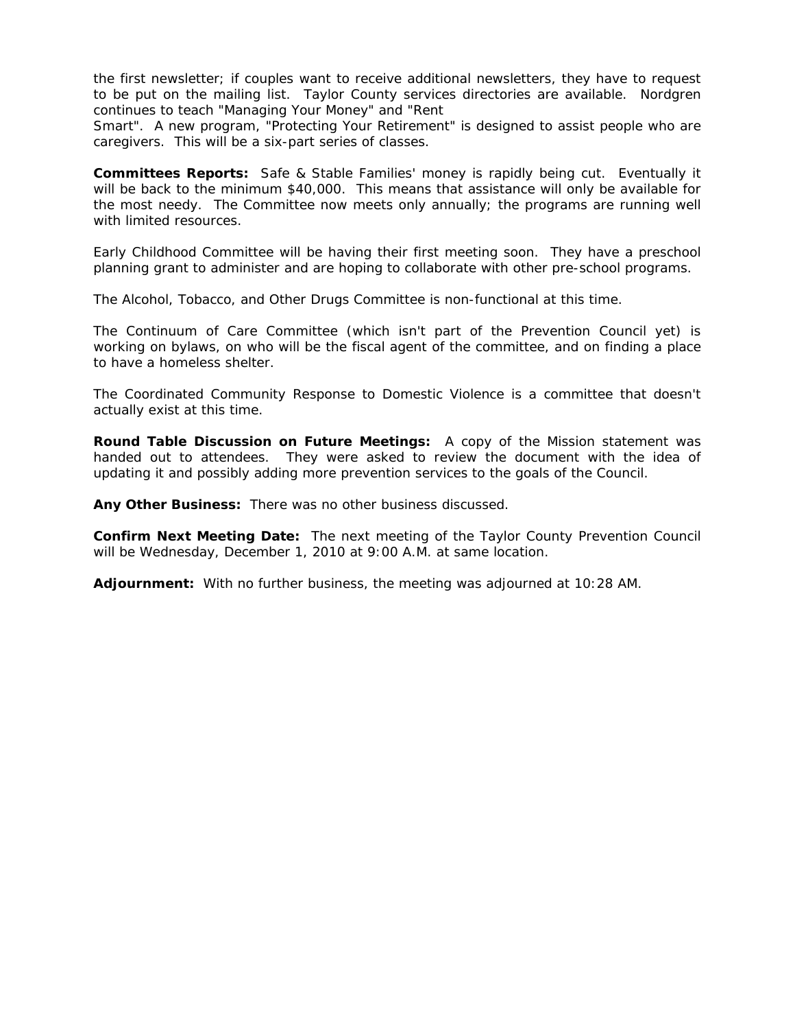the first newsletter; if couples want to receive additional newsletters, they have to request to be put on the mailing list. Taylor County services directories are available. Nordgren continues to teach "Managing Your Money" and "Rent Smart". A new program, "Protecting Your Retirement" is designed to assist people who are caregivers. This will be a six-part series of classes.

**Committees Reports:** Safe & Stable Families' money is rapidly being cut. Eventually it will be back to the minimum $40,000. This means that assistance will only be available for the most needy. The Committee now meets only annually; the programs are running well with limited resources.

Early Childhood Committee will be having their first meeting soon. They have a preschool planning grant to administer and are hoping to collaborate with other pre-school programs.

The Alcohol, Tobacco, and Other Drugs Committee is non-functional at this time.

The Continuum of Care Committee (which isn't part of the Prevention Council yet) is working on bylaws, on who will be the fiscal agent of the committee, and on finding a place to have a homeless shelter.

The Coordinated Community Response to Domestic Violence is a committee that doesn't actually exist at this time.

**Round Table Discussion on Future Meetings:** A copy of the Mission statement was handed out to attendees. They were asked to review the document with the idea of updating it and possibly adding more prevention services to the goals of the Council.

**Any Other Business:** There was no other business discussed.

**Confirm Next Meeting Date:** The next meeting of the Taylor County Prevention Council will be Wednesday, December 1, 2010 at 9:00 A.M. at same location.

**Adjournment:** With no further business, the meeting was adjourned at 10:28 AM.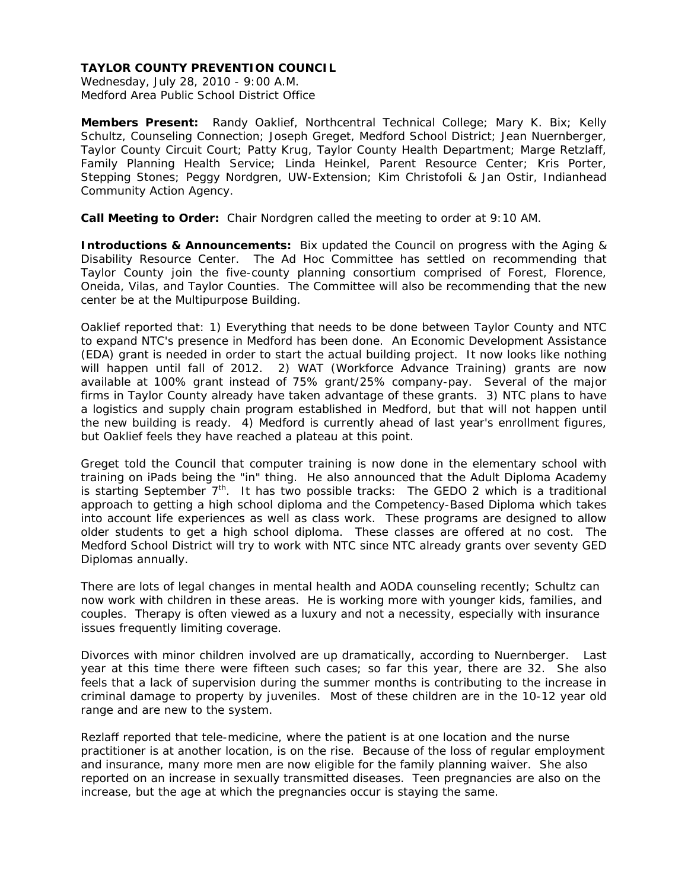**TAYLOR COUNTY PREVENTION COUNCIL**
Wednesday, July 28, 2010 - 9:00 A.M.
Medford Area Public School District Office

**Members Present:** Randy Oaklief, Northcentral Technical College; Mary K. Bix; Kelly Schultz, Counseling Connection; Joseph Greget, Medford School District; Jean Nuernberger, Taylor County Circuit Court; Patty Krug, Taylor County Health Department; Marge Retzlaff, Family Planning Health Service; Linda Heinkel, Parent Resource Center; Kris Porter, Stepping Stones; Peggy Nordgren, UW-Extension; Kim Christofoli & Jan Ostir, Indianhead Community Action Agency.

**Call Meeting to Order:** Chair Nordgren called the meeting to order at 9:10 AM.

**Introductions & Announcements:** Bix updated the Council on progress with the Aging & Disability Resource Center. The Ad Hoc Committee has settled on recommending that Taylor County join the five-county planning consortium comprised of Forest, Florence, Oneida, Vilas, and Taylor Counties. The Committee will also be recommending that the new center be at the Multipurpose Building.

Oaklief reported that: 1) Everything that needs to be done between Taylor County and NTC to expand NTC's presence in Medford has been done. An Economic Development Assistance (EDA) grant is needed in order to start the actual building project. It now looks like nothing will happen until fall of 2012. 2) WAT (Workforce Advance Training) grants are now available at 100% grant instead of 75% grant/25% company-pay. Several of the major firms in Taylor County already have taken advantage of these grants. 3) NTC plans to have a logistics and supply chain program established in Medford, but that will not happen until the new building is ready. 4) Medford is currently ahead of last year's enrollment figures, but Oaklief feels they have reached a plateau at this point.

Greget told the Council that computer training is now done in the elementary school with training on iPads being the "in" thing. He also announced that the Adult Diploma Academy is starting September 7th. It has two possible tracks: The GEDO 2 which is a traditional approach to getting a high school diploma and the Competency-Based Diploma which takes into account life experiences as well as class work. These programs are designed to allow older students to get a high school diploma. These classes are offered at no cost. The Medford School District will try to work with NTC since NTC already grants over seventy GED Diplomas annually.

There are lots of legal changes in mental health and AODA counseling recently; Schultz can now work with children in these areas. He is working more with younger kids, families, and couples. Therapy is often viewed as a luxury and not a necessity, especially with insurance issues frequently limiting coverage.

Divorces with minor children involved are up dramatically, according to Nuernberger. Last year at this time there were fifteen such cases; so far this year, there are 32. She also feels that a lack of supervision during the summer months is contributing to the increase in criminal damage to property by juveniles. Most of these children are in the 10-12 year old range and are new to the system.

Rezlaff reported that tele-medicine, where the patient is at one location and the nurse practitioner is at another location, is on the rise. Because of the loss of regular employment and insurance, many more men are now eligible for the family planning waiver. She also reported on an increase in sexually transmitted diseases. Teen pregnancies are also on the increase, but the age at which the pregnancies occur is staying the same.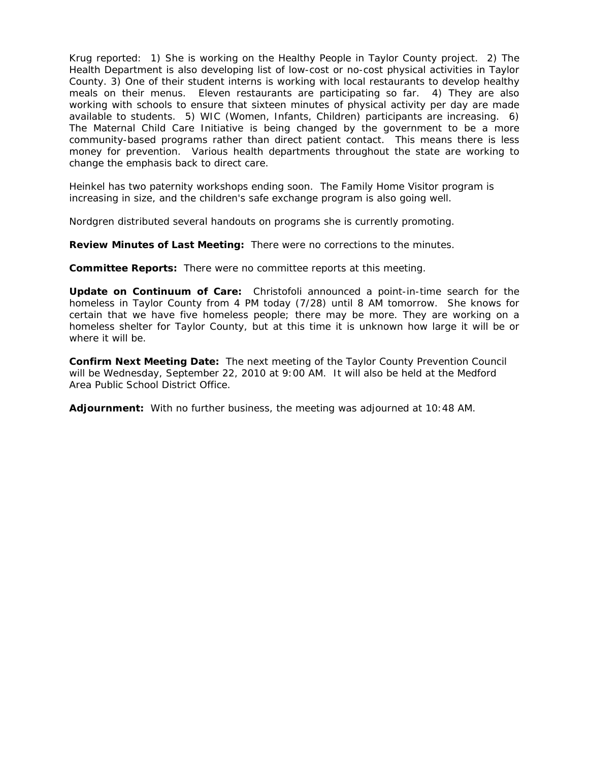Krug reported: 1) She is working on the Healthy People in Taylor County project. 2) The Health Department is also developing list of low-cost or no-cost physical activities in Taylor County. 3) One of their student interns is working with local restaurants to develop healthy meals on their menus. Eleven restaurants are participating so far. 4) They are also working with schools to ensure that sixteen minutes of physical activity per day are made available to students. 5) WIC (Women, Infants, Children) participants are increasing. 6) The Maternal Child Care Initiative is being changed by the government to be a more community-based programs rather than direct patient contact. This means there is less money for prevention. Various health departments throughout the state are working to change the emphasis back to direct care.

Heinkel has two paternity workshops ending soon. The Family Home Visitor program is increasing in size, and the children's safe exchange program is also going well.

Nordgren distributed several handouts on programs she is currently promoting.

**Review Minutes of Last Meeting:** There were no corrections to the minutes.

**Committee Reports:** There were no committee reports at this meeting.

**Update on Continuum of Care:** Christofoli announced a point-in-time search for the homeless in Taylor County from 4 PM today (7/28) until 8 AM tomorrow. She knows for certain that we have five homeless people; there may be more. They are working on a homeless shelter for Taylor County, but at this time it is unknown how large it will be or where it will be.

**Confirm Next Meeting Date:** The next meeting of the Taylor County Prevention Council will be Wednesday, September 22, 2010 at 9:00 AM. It will also be held at the Medford Area Public School District Office.

**Adjournment:** With no further business, the meeting was adjourned at 10:48 AM.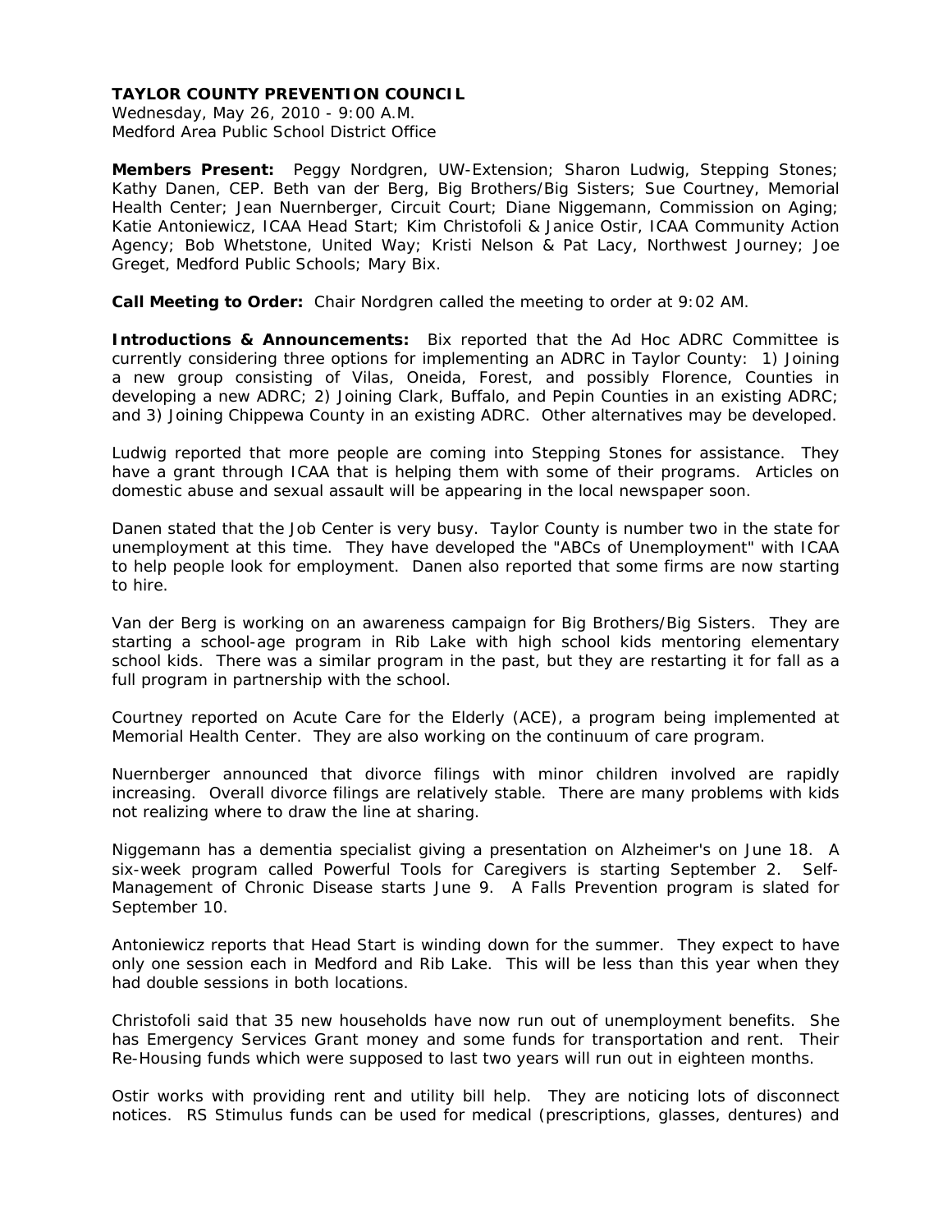**TAYLOR COUNTY PREVENTION COUNCIL**
Wednesday, May 26, 2010 - 9:00 A.M.
Medford Area Public School District Office

**Members Present:** Peggy Nordgren, UW-Extension; Sharon Ludwig, Stepping Stones; Kathy Danen, CEP. Beth van der Berg, Big Brothers/Big Sisters; Sue Courtney, Memorial Health Center; Jean Nuernberger, Circuit Court; Diane Niggemann, Commission on Aging; Katie Antoniewicz, ICAA Head Start; Kim Christofoli & Janice Ostir, ICAA Community Action Agency; Bob Whetstone, United Way; Kristi Nelson & Pat Lacy, Northwest Journey; Joe Greget, Medford Public Schools; Mary Bix.

**Call Meeting to Order:** Chair Nordgren called the meeting to order at 9:02 AM.

**Introductions & Announcements:** Bix reported that the Ad Hoc ADRC Committee is currently considering three options for implementing an ADRC in Taylor County: 1) Joining a new group consisting of Vilas, Oneida, Forest, and possibly Florence, Counties in developing a new ADRC; 2) Joining Clark, Buffalo, and Pepin Counties in an existing ADRC; and 3) Joining Chippewa County in an existing ADRC. Other alternatives may be developed.

Ludwig reported that more people are coming into Stepping Stones for assistance. They have a grant through ICAA that is helping them with some of their programs. Articles on domestic abuse and sexual assault will be appearing in the local newspaper soon.

Danen stated that the Job Center is very busy. Taylor County is number two in the state for unemployment at this time. They have developed the "ABCs of Unemployment" with ICAA to help people look for employment. Danen also reported that some firms are now starting to hire.

Van der Berg is working on an awareness campaign for Big Brothers/Big Sisters. They are starting a school-age program in Rib Lake with high school kids mentoring elementary school kids. There was a similar program in the past, but they are restarting it for fall as a full program in partnership with the school.

Courtney reported on Acute Care for the Elderly (ACE), a program being implemented at Memorial Health Center. They are also working on the continuum of care program.

Nuernberger announced that divorce filings with minor children involved are rapidly increasing. Overall divorce filings are relatively stable. There are many problems with kids not realizing where to draw the line at sharing.

Niggemann has a dementia specialist giving a presentation on Alzheimer's on June 18. A six-week program called Powerful Tools for Caregivers is starting September 2. Self-Management of Chronic Disease starts June 9. A Falls Prevention program is slated for September 10.

Antoniewicz reports that Head Start is winding down for the summer. They expect to have only one session each in Medford and Rib Lake. This will be less than this year when they had double sessions in both locations.

Christofoli said that 35 new households have now run out of unemployment benefits. She has Emergency Services Grant money and some funds for transportation and rent. Their Re-Housing funds which were supposed to last two years will run out in eighteen months.

Ostir works with providing rent and utility bill help. They are noticing lots of disconnect notices. RS Stimulus funds can be used for medical (prescriptions, glasses, dentures) and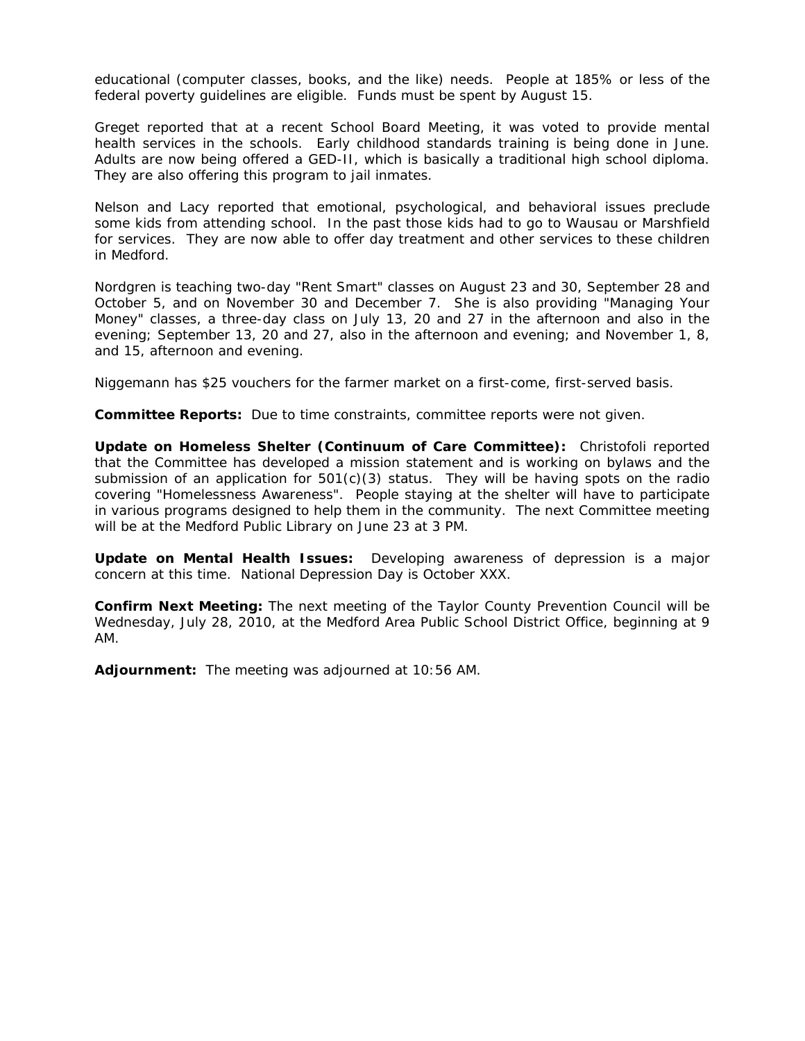educational (computer classes, books, and the like) needs. People at 185% or less of the federal poverty guidelines are eligible. Funds must be spent by August 15.

Greget reported that at a recent School Board Meeting, it was voted to provide mental health services in the schools. Early childhood standards training is being done in June. Adults are now being offered a GED-II, which is basically a traditional high school diploma. They are also offering this program to jail inmates.

Nelson and Lacy reported that emotional, psychological, and behavioral issues preclude some kids from attending school. In the past those kids had to go to Wausau or Marshfield for services. They are now able to offer day treatment and other services to these children in Medford.

Nordgren is teaching two-day "Rent Smart" classes on August 23 and 30, September 28 and October 5, and on November 30 and December 7. She is also providing "Managing Your Money" classes, a three-day class on July 13, 20 and 27 in the afternoon and also in the evening; September 13, 20 and 27, also in the afternoon and evening; and November 1, 8, and 15, afternoon and evening.

Niggemann has $25 vouchers for the farmer market on a first-come, first-served basis.

**Committee Reports:** Due to time constraints, committee reports were not given.

**Update on Homeless Shelter (Continuum of Care Committee):** Christofoli reported that the Committee has developed a mission statement and is working on bylaws and the submission of an application for 501(c)(3) status. They will be having spots on the radio covering "Homelessness Awareness". People staying at the shelter will have to participate in various programs designed to help them in the community. The next Committee meeting will be at the Medford Public Library on June 23 at 3 PM.

**Update on Mental Health Issues:** Developing awareness of depression is a major concern at this time. National Depression Day is October XXX.

**Confirm Next Meeting:** The next meeting of the Taylor County Prevention Council will be Wednesday, July 28, 2010, at the Medford Area Public School District Office, beginning at 9 AM.

**Adjournment:** The meeting was adjourned at 10:56 AM.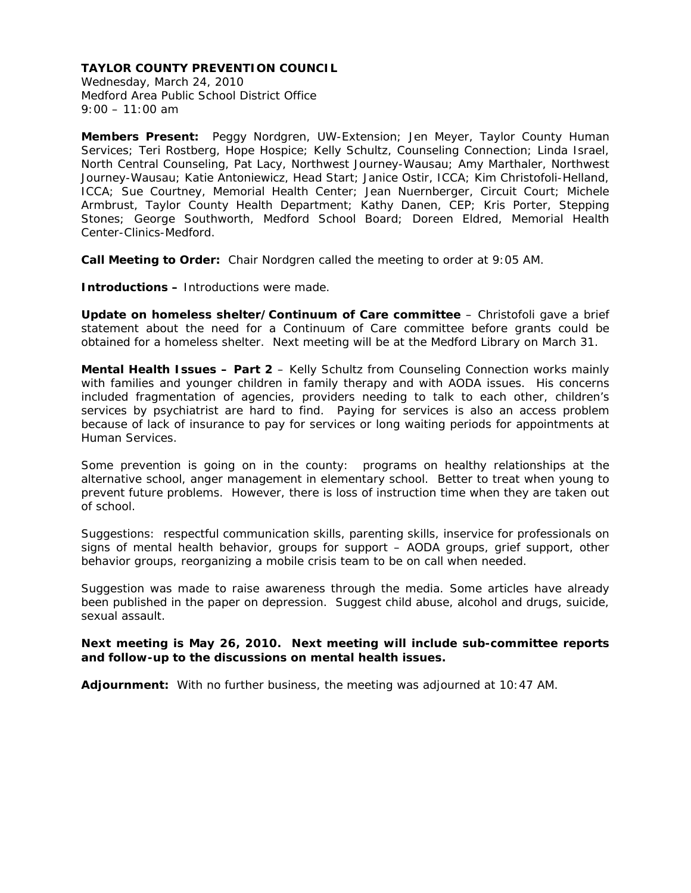**TAYLOR COUNTY PREVENTION COUNCIL**
Wednesday, March 24, 2010
Medford Area Public School District Office
9:00 – 11:00 am

**Members Present:** Peggy Nordgren, UW-Extension; Jen Meyer, Taylor County Human Services; Teri Rostberg, Hope Hospice; Kelly Schultz, Counseling Connection; Linda Israel, North Central Counseling, Pat Lacy, Northwest Journey-Wausau; Amy Marthaler, Northwest Journey-Wausau; Katie Antoniewicz, Head Start; Janice Ostir, ICCA; Kim Christofoli-Helland, ICCA; Sue Courtney, Memorial Health Center; Jean Nuernberger, Circuit Court; Michele Armbrust, Taylor County Health Department; Kathy Danen, CEP; Kris Porter, Stepping Stones; George Southworth, Medford School Board; Doreen Eldred, Memorial Health Center-Clinics-Medford.

**Call Meeting to Order:** Chair Nordgren called the meeting to order at 9:05 AM.

**Introductions –** Introductions were made.

**Update on homeless shelter/Continuum of Care committee** – Christofoli gave a brief statement about the need for a Continuum of Care committee before grants could be obtained for a homeless shelter. Next meeting will be at the Medford Library on March 31.

**Mental Health Issues – Part 2** – Kelly Schultz from Counseling Connection works mainly with families and younger children in family therapy and with AODA issues. His concerns included fragmentation of agencies, providers needing to talk to each other, children's services by psychiatrist are hard to find. Paying for services is also an access problem because of lack of insurance to pay for services or long waiting periods for appointments at Human Services.

Some prevention is going on in the county: programs on healthy relationships at the alternative school, anger management in elementary school. Better to treat when young to prevent future problems. However, there is loss of instruction time when they are taken out of school.

Suggestions: respectful communication skills, parenting skills, inservice for professionals on signs of mental health behavior, groups for support – AODA groups, grief support, other behavior groups, reorganizing a mobile crisis team to be on call when needed.

Suggestion was made to raise awareness through the media. Some articles have already been published in the paper on depression. Suggest child abuse, alcohol and drugs, suicide, sexual assault.

**Next meeting is May 26, 2010. Next meeting will include sub-committee reports and follow-up to the discussions on mental health issues.**

**Adjournment:** With no further business, the meeting was adjourned at 10:47 AM.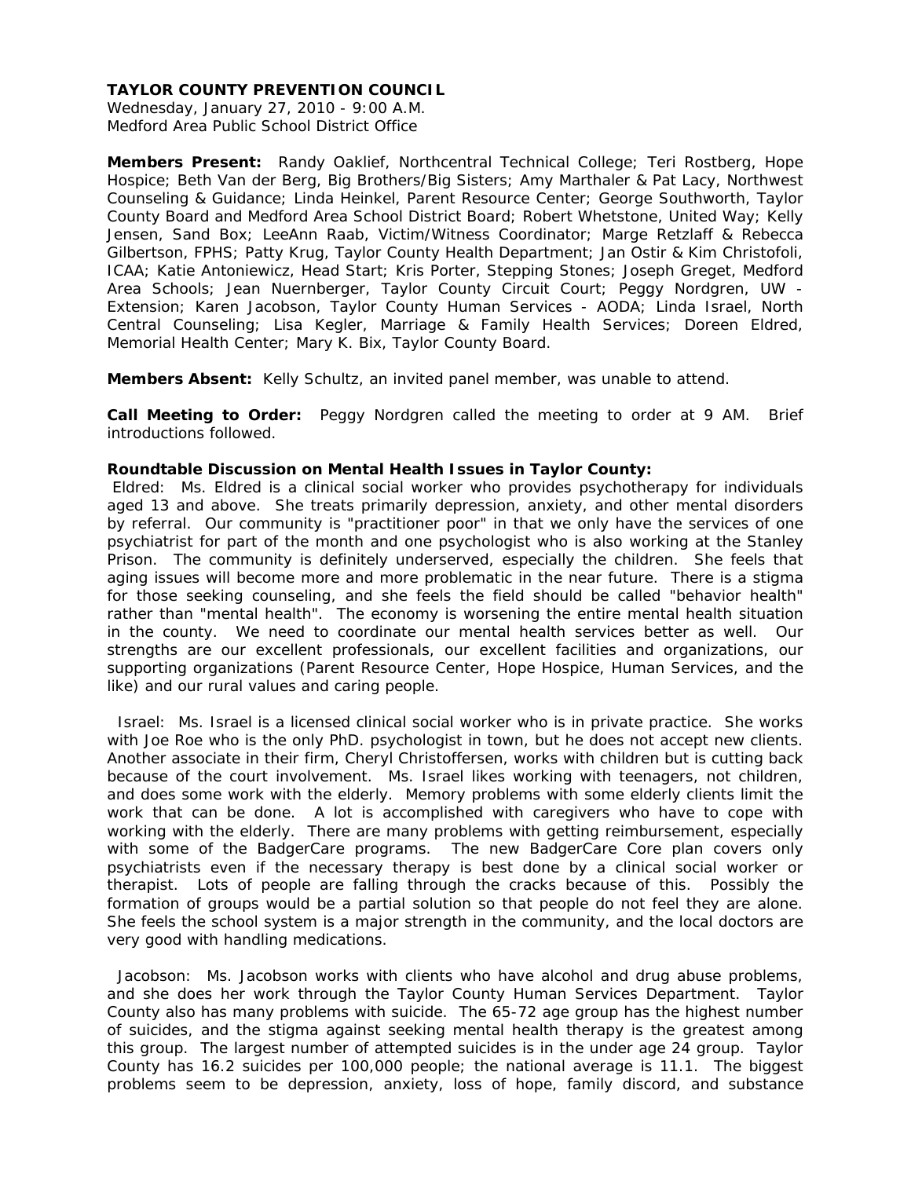**TAYLOR COUNTY PREVENTION COUNCIL**
Wednesday, January 27, 2010 - 9:00 A.M.
Medford Area Public School District Office

**Members Present:** Randy Oaklief, Northcentral Technical College; Teri Rostberg, Hope Hospice; Beth Van der Berg, Big Brothers/Big Sisters; Amy Marthaler & Pat Lacy, Northwest Counseling & Guidance; Linda Heinkel, Parent Resource Center; George Southworth, Taylor County Board and Medford Area School District Board; Robert Whetstone, United Way; Kelly Jensen, Sand Box; LeeAnn Raab, Victim/Witness Coordinator; Marge Retzlaff & Rebecca Gilbertson, FPHS; Patty Krug, Taylor County Health Department; Jan Ostir & Kim Christofoli, ICAA; Katie Antoniewicz, Head Start; Kris Porter, Stepping Stones; Joseph Greget, Medford Area Schools; Jean Nuernberger, Taylor County Circuit Court; Peggy Nordgren, UW - Extension; Karen Jacobson, Taylor County Human Services - AODA; Linda Israel, North Central Counseling; Lisa Kegler, Marriage & Family Health Services; Doreen Eldred, Memorial Health Center; Mary K. Bix, Taylor County Board.

**Members Absent:** Kelly Schultz, an invited panel member, was unable to attend.

**Call Meeting to Order:** Peggy Nordgren called the meeting to order at 9 AM. Brief introductions followed.

**Roundtable Discussion on Mental Health Issues in Taylor County:**

Eldred: Ms. Eldred is a clinical social worker who provides psychotherapy for individuals aged 13 and above. She treats primarily depression, anxiety, and other mental disorders by referral. Our community is "practitioner poor" in that we only have the services of one psychiatrist for part of the month and one psychologist who is also working at the Stanley Prison. The community is definitely underserved, especially the children. She feels that aging issues will become more and more problematic in the near future. There is a stigma for those seeking counseling, and she feels the field should be called "behavior health" rather than "mental health". The economy is worsening the entire mental health situation in the county. We need to coordinate our mental health services better as well. Our strengths are our excellent professionals, our excellent facilities and organizations, our supporting organizations (Parent Resource Center, Hope Hospice, Human Services, and the like) and our rural values and caring people.

Israel: Ms. Israel is a licensed clinical social worker who is in private practice. She works with Joe Roe who is the only PhD. psychologist in town, but he does not accept new clients. Another associate in their firm, Cheryl Christoffersen, works with children but is cutting back because of the court involvement. Ms. Israel likes working with teenagers, not children, and does some work with the elderly. Memory problems with some elderly clients limit the work that can be done. A lot is accomplished with caregivers who have to cope with working with the elderly. There are many problems with getting reimbursement, especially with some of the BadgerCare programs. The new BadgerCare Core plan covers only psychiatrists even if the necessary therapy is best done by a clinical social worker or therapist. Lots of people are falling through the cracks because of this. Possibly the formation of groups would be a partial solution so that people do not feel they are alone. She feels the school system is a major strength in the community, and the local doctors are very good with handling medications.

Jacobson: Ms. Jacobson works with clients who have alcohol and drug abuse problems, and she does her work through the Taylor County Human Services Department. Taylor County also has many problems with suicide. The 65-72 age group has the highest number of suicides, and the stigma against seeking mental health therapy is the greatest among this group. The largest number of attempted suicides is in the under age 24 group. Taylor County has 16.2 suicides per 100,000 people; the national average is 11.1. The biggest problems seem to be depression, anxiety, loss of hope, family discord, and substance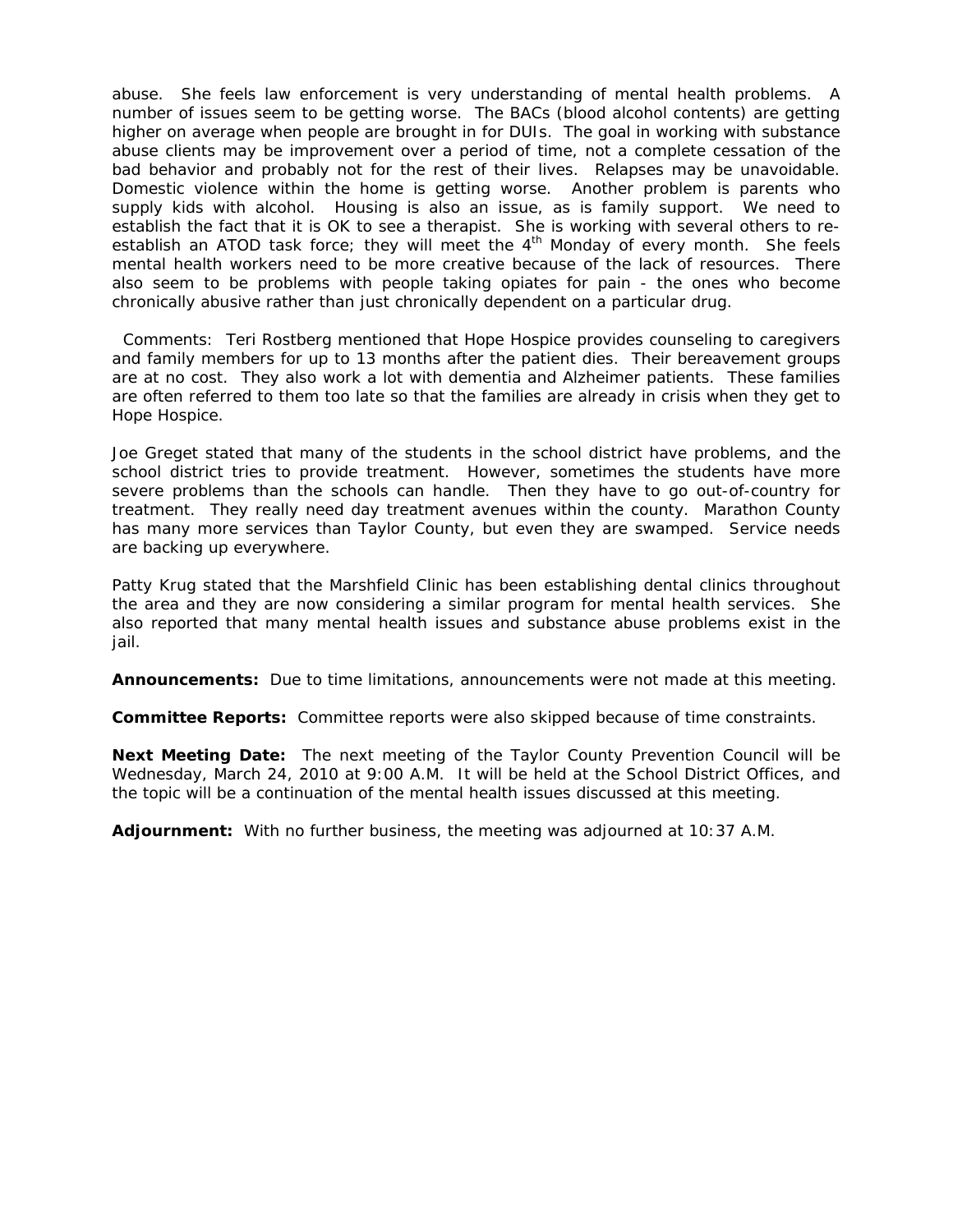abuse. She feels law enforcement is very understanding of mental health problems. A number of issues seem to be getting worse. The BACs (blood alcohol contents) are getting higher on average when people are brought in for DUIs. The goal in working with substance abuse clients may be improvement over a period of time, not a complete cessation of the bad behavior and probably not for the rest of their lives. Relapses may be unavoidable. Domestic violence within the home is getting worse. Another problem is parents who supply kids with alcohol. Housing is also an issue, as is family support. We need to establish the fact that it is OK to see a therapist. She is working with several others to re-establish an ATOD task force; they will meet the 4th Monday of every month. She feels mental health workers need to be more creative because of the lack of resources. There also seem to be problems with people taking opiates for pain - the ones who become chronically abusive rather than just chronically dependent on a particular drug.

Comments: Teri Rostberg mentioned that Hope Hospice provides counseling to caregivers and family members for up to 13 months after the patient dies. Their bereavement groups are at no cost. They also work a lot with dementia and Alzheimer patients. These families are often referred to them too late so that the families are already in crisis when they get to Hope Hospice.

Joe Greget stated that many of the students in the school district have problems, and the school district tries to provide treatment. However, sometimes the students have more severe problems than the schools can handle. Then they have to go out-of-country for treatment. They really need day treatment avenues within the county. Marathon County has many more services than Taylor County, but even they are swamped. Service needs are backing up everywhere.

Patty Krug stated that the Marshfield Clinic has been establishing dental clinics throughout the area and they are now considering a similar program for mental health services. She also reported that many mental health issues and substance abuse problems exist in the jail.

**Announcements:** Due to time limitations, announcements were not made at this meeting.

**Committee Reports:** Committee reports were also skipped because of time constraints.

**Next Meeting Date:** The next meeting of the Taylor County Prevention Council will be Wednesday, March 24, 2010 at 9:00 A.M. It will be held at the School District Offices, and the topic will be a continuation of the mental health issues discussed at this meeting.

**Adjournment:** With no further business, the meeting was adjourned at 10:37 A.M.